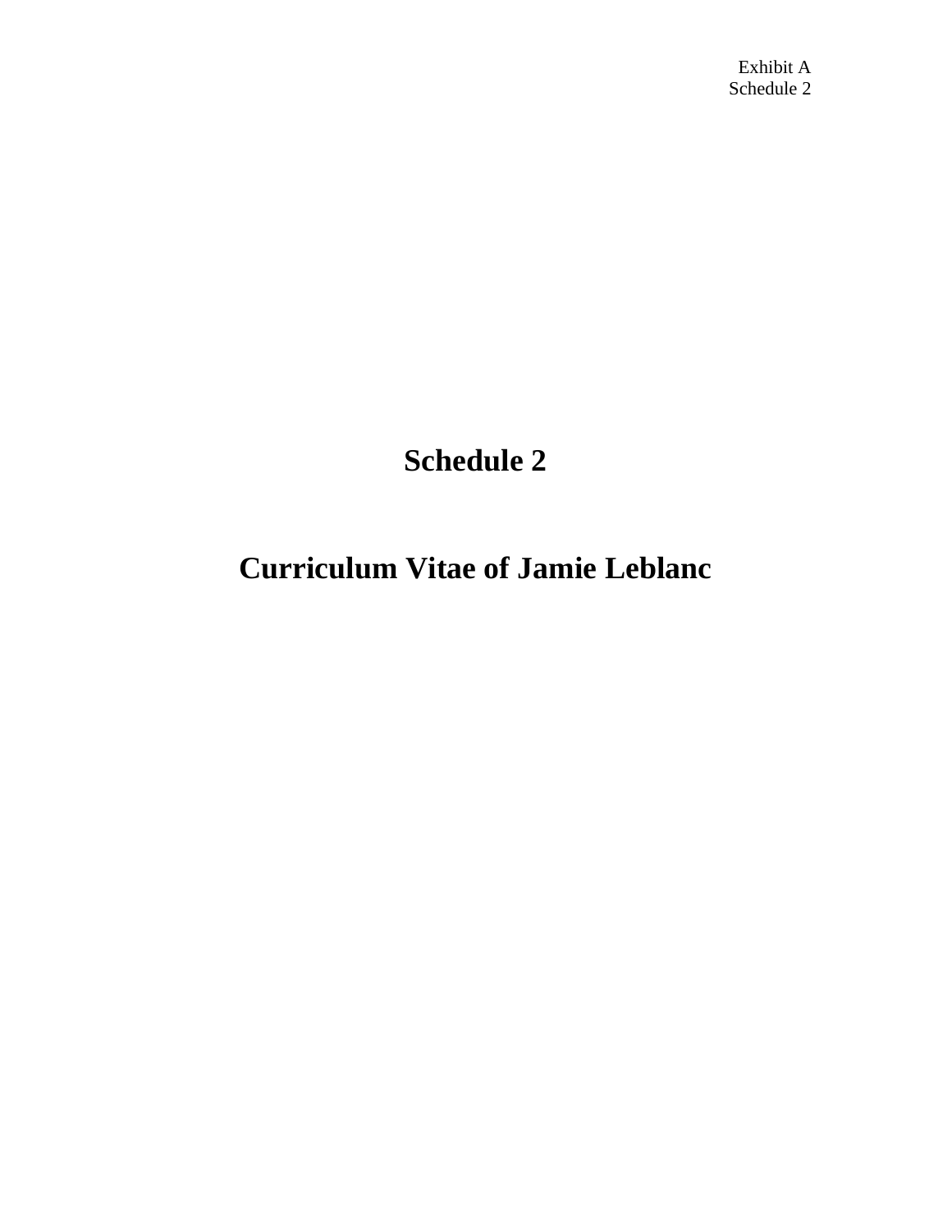Exhibit A
Schedule 2

# Schedule 2

# Curriculum Vitae of Jamie Leblanc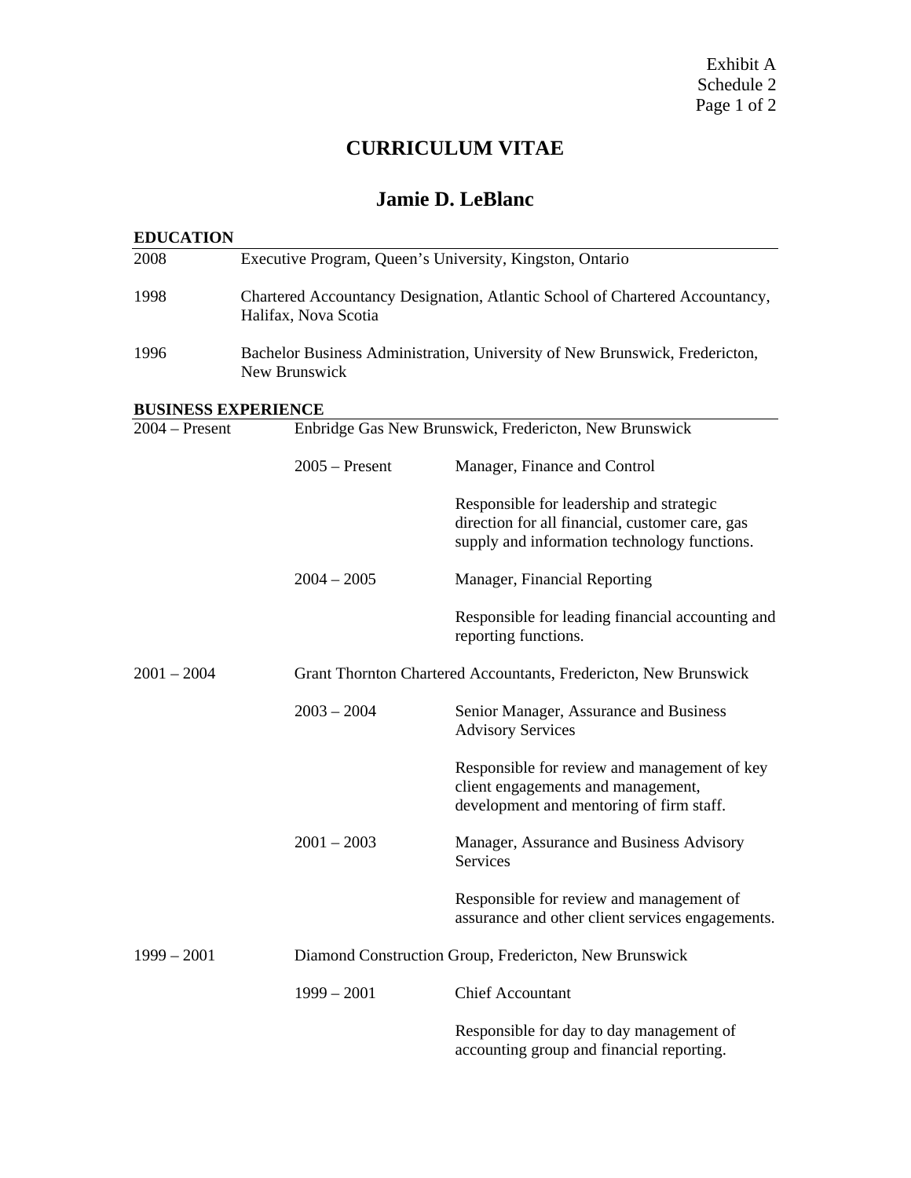# CURRICULUM VITAE

## Jamie D. LeBlanc

### EDUCATION

| | |
|---|---|
| 2008 | Executive Program, Queen's University, Kingston, Ontario |
| 1998 | Chartered Accountancy Designation, Atlantic School of Chartered Accountancy, Halifax, Nova Scotia |
| 1996 | Bachelor Business Administration, University of New Brunswick, Fredericton, New Brunswick |

### BUSINESS EXPERIENCE

**2004 – Present** — Enbridge Gas New Brunswick, Fredericton, New Brunswick

- **2005 – Present** — Manager, Finance and Control

  Responsible for leadership and strategic direction for all financial, customer care, gas supply and information technology functions.

- **2004 – 2005** — Manager, Financial Reporting

  Responsible for leading financial accounting and reporting functions.

**2001 – 2004** — Grant Thornton Chartered Accountants, Fredericton, New Brunswick

- **2003 – 2004** — Senior Manager, Assurance and Business Advisory Services

  Responsible for review and management of key client engagements and management, development and mentoring of firm staff.

- **2001 – 2003** — Manager, Assurance and Business Advisory Services

  Responsible for review and management of assurance and other client services engagements.

**1999 – 2001** — Diamond Construction Group, Fredericton, New Brunswick

- **1999 – 2001** — Chief Accountant

  Responsible for day to day management of accounting group and financial reporting.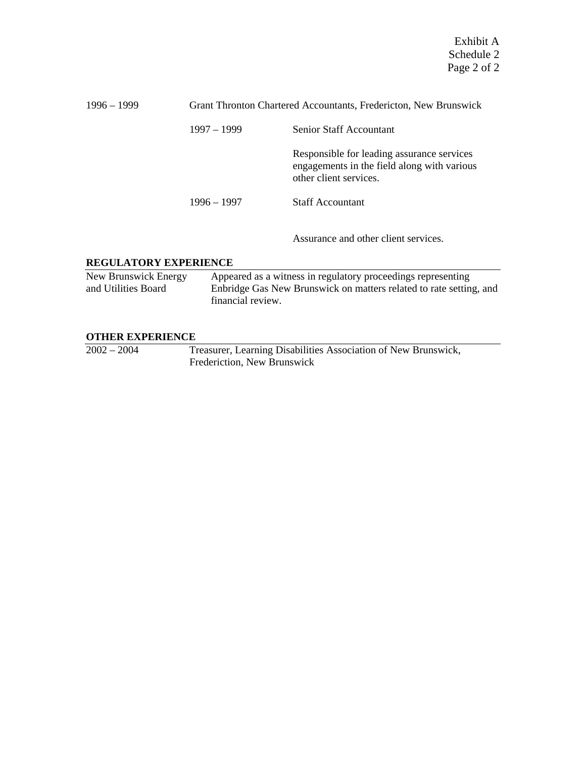Exhibit A
Schedule 2

| | | |
|---|---|---|
| 1996 – 1999 | Grant Thronton Chartered Accountants, Fredericton, New Brunswick | |
| | 1997 – 1999 | Senior Staff Accountant |
| | | Responsible for leading assurance services engagements in the field along with various other client services. |
| | 1996 – 1997 | Staff Accountant |
| | | Assurance and other client services. |

## REGULATORY EXPERIENCE

| | |
|---|---|
| New Brunswick Energy and Utilities Board | Appeared as a witness in regulatory proceedings representing Enbridge Gas New Brunswick on matters related to rate setting, and financial review. |

## OTHER EXPERIENCE

| | |
|---|---|
| 2002 – 2004 | Treasurer, Learning Disabilities Association of New Brunswick, Frederiction, New Brunswick |